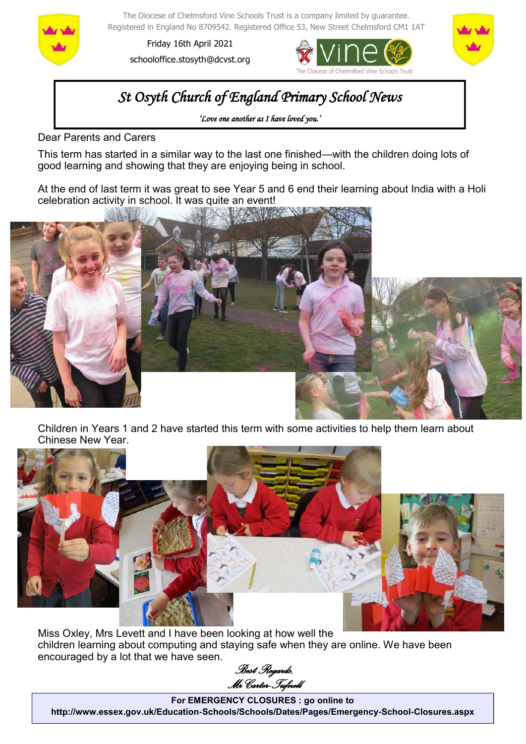The Diocese of Chelmsford Vine Schools Trust is a company limited by guarantee.
Registered in England No 8709542. Registered Office 53, New Street Chelmsford CM1 1AT

Friday 16th April 2021

schooloffice.stosyth@dcvst.org

# *St Osyth Church of England Primary School News*

*'Love one another as I have loved you.'*

Dear Parents and Carers

This term has started in a similar way to the last one finished—with the children doing lots of good learning and showing that they are enjoying being in school.

At the end of last term it was great to see Year 5 and 6 end their learning about India with a Holi celebration activity in school. It was quite an event!

Children in Years 1 and 2 have started this term with some activities to help them learn about Chinese New Year.

Miss Oxley, Mrs Levett and I have been looking at how well the children learning about computing and staying safe when they are online. We have been encouraged by a lot that we have seen.

*Best Regards,*
*Mr Carter-Tufnell*

**For EMERGENCY CLOSURES : go online to**
**http://www.essex.gov.uk/Education-Schools/Schools/Dates/Pages/Emergency-School-Closures.aspx**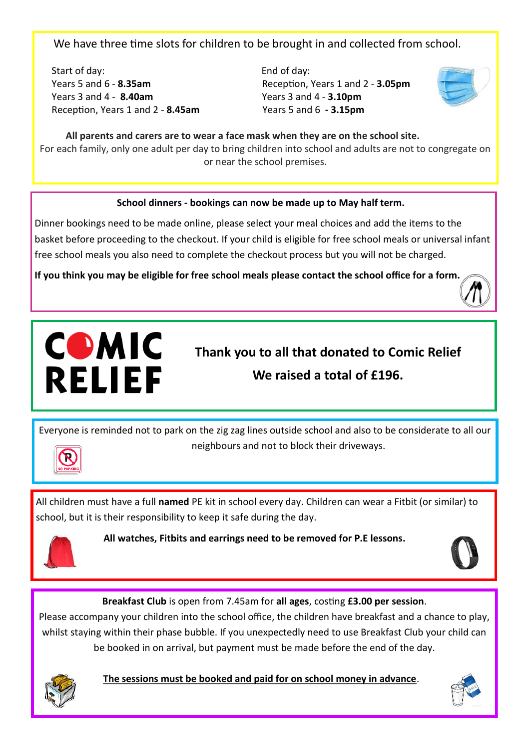We have three time slots for children to be brought in and collected from school.

Start of day:
Years 5 and 6 - **8.35am**
Years 3 and 4 - **8.40am**
Reception, Years 1 and 2 - **8.45am**

End of day:
Reception, Years 1 and 2 - **3.05pm**
Years 3 and 4 - **3.10pm**
Years 5 and 6 - **3.15pm**

**All parents and carers are to wear a face mask when they are on the school site.**
For each family, only one adult per day to bring children into school and adults are not to congregate on or near the school premises.

**School dinners - bookings can now be made up to May half term.**

Dinner bookings need to be made online, please select your meal choices and add the items to the basket before proceeding to the checkout. If your child is eligible for free school meals or universal infant free school meals you also need to complete the checkout process but you will not be charged.

**If you think you may be eligible for free school meals please contact the school office for a form.**

COMIC RELIEF

**Thank you to all that donated to Comic Relief**

**We raised a total of £196.**

Everyone is reminded not to park on the zig zag lines outside school and also to be considerate to all our neighbours and not to block their driveways.

All children must have a full **named** PE kit in school every day. Children can wear a Fitbit (or similar) to school, but it is their responsibility to keep it safe during the day.

**All watches, Fitbits and earrings need to be removed for P.E lessons.**

**Breakfast Club** is open from 7.45am for **all ages**, costing **£3.00 per session**.
Please accompany your children into the school office, the children have breakfast and a chance to play, whilst staying within their phase bubble. If you unexpectedly need to use Breakfast Club your child can be booked in on arrival, but payment must be made before the end of the day.

**The sessions must be booked and paid for on school money in advance**.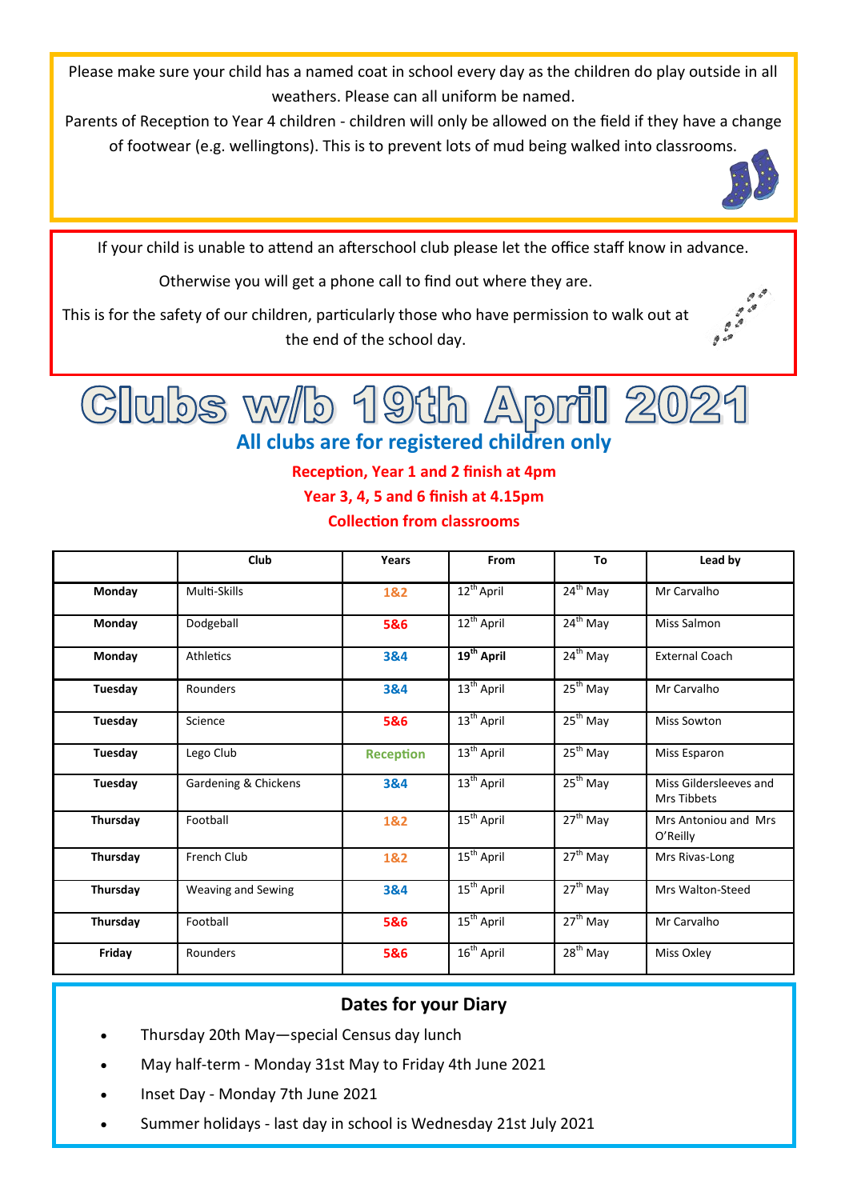Please make sure your child has a named coat in school every day as the children do play outside in all weathers. Please can all uniform be named.

Parents of Reception to Year 4 children - children will only be allowed on the field if they have a change of footwear (e.g. wellingtons). This is to prevent lots of mud being walked into classrooms.

If your child is unable to attend an afterschool club please let the office staff know in advance.

Otherwise you will get a phone call to find out where they are.

This is for the safety of our children, particularly those who have permission to walk out at the end of the school day.

# Clubs w/b 19th April 2021

## All clubs are for registered children only

**Reception, Year 1 and 2 finish at 4pm**

**Year 3, 4, 5 and 6 finish at 4.15pm**

**Collection from classrooms**

| | Club | Years | From | To | Lead by |
|---|---|---|---|---|---|
| **Monday** | Multi-Skills | **1&2** | 12th April | 24th May | Mr Carvalho |
| **Monday** | Dodgeball | **5&6** | 12th April | 24th May | Miss Salmon |
| **Monday** | Athletics | **3&4** | **19th April** | 24th May | External Coach |
| **Tuesday** | Rounders | **3&4** | 13th April | 25th May | Mr Carvalho |
| **Tuesday** | Science | **5&6** | 13th April | 25th May | Miss Sowton |
| **Tuesday** | Lego Club | **Reception** | 13th April | 25th May | Miss Esparon |
| **Tuesday** | Gardening & Chickens | **3&4** | 13th April | 25th May | Miss Gildersleeves and Mrs Tibbets |
| **Thursday** | Football | **1&2** | 15th April | 27th May | Mrs Antoniou and Mrs O'Reilly |
| **Thursday** | French Club | **1&2** | 15th April | 27th May | Mrs Rivas-Long |
| **Thursday** | Weaving and Sewing | **3&4** | 15th April | 27th May | Mrs Walton-Steed |
| **Thursday** | Football | **5&6** | 15th April | 27th May | Mr Carvalho |
| **Friday** | Rounders | **5&6** | 16th April | 28th May | Miss Oxley |

## Dates for your Diary

- Thursday 20th May—special Census day lunch
- May half-term - Monday 31st May to Friday 4th June 2021
- Inset Day - Monday 7th June 2021
- Summer holidays - last day in school is Wednesday 21st July 2021